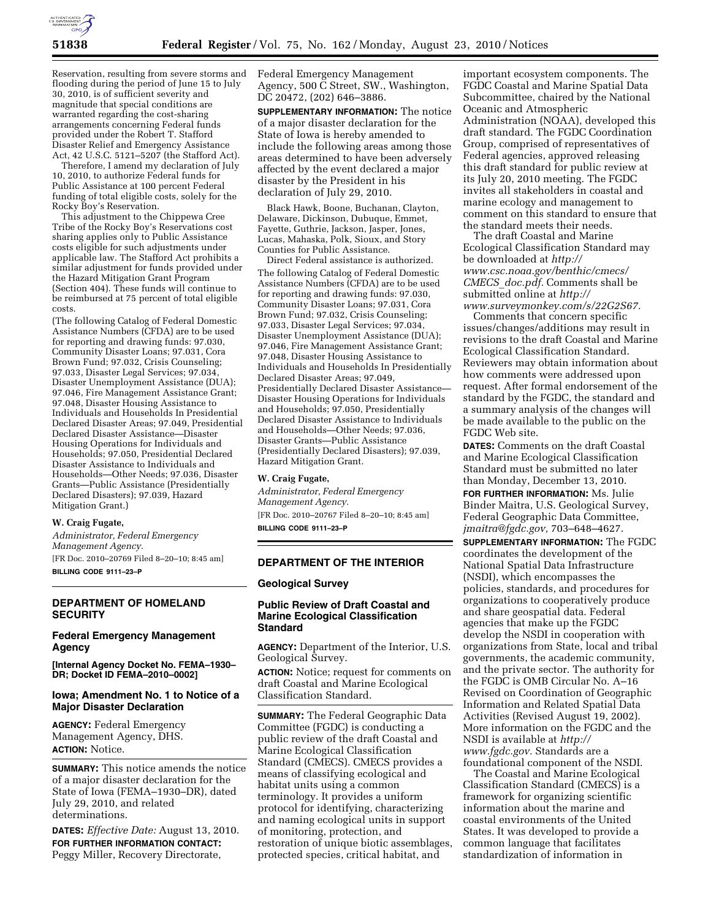Reservation, resulting from severe storms and flooding during the period of June 15 to July 30, 2010, is of sufficient severity and magnitude that special conditions are warranted regarding the cost-sharing arrangements concerning Federal funds provided under the Robert T. Stafford Disaster Relief and Emergency Assistance Act, 42 U.S.C. 5121–5207 (the Stafford Act).

Therefore, I amend my declaration of July 10, 2010, to authorize Federal funds for Public Assistance at 100 percent Federal funding of total eligible costs, solely for the Rocky Boy's Reservation.

This adjustment to the Chippewa Cree Tribe of the Rocky Boy's Reservations cost sharing applies only to Public Assistance costs eligible for such adjustments under applicable law. The Stafford Act prohibits a similar adjustment for funds provided under the Hazard Mitigation Grant Program (Section 404). These funds will continue to be reimbursed at 75 percent of total eligible costs.

(The following Catalog of Federal Domestic Assistance Numbers (CFDA) are to be used for reporting and drawing funds: 97.030, Community Disaster Loans; 97.031, Cora Brown Fund; 97.032, Crisis Counseling; 97.033, Disaster Legal Services; 97.034, Disaster Unemployment Assistance (DUA); 97.046, Fire Management Assistance Grant; 97.048, Disaster Housing Assistance to Individuals and Households In Presidential Declared Disaster Areas; 97.049, Presidential Declared Disaster Assistance—Disaster Housing Operations for Individuals and Households; 97.050, Presidential Declared Disaster Assistance to Individuals and Households—Other Needs; 97.036, Disaster Grants—Public Assistance (Presidentially Declared Disasters); 97.039, Hazard Mitigation Grant.)

**W. Craig Fugate,**

*Administrator, Federal Emergency Management Agency.*

[FR Doc. 2010–20769 Filed 8–20–10; 8:45 am]

**BILLING CODE 9111–23–P**

## DEPARTMENT OF HOMELAND SECURITY

### Federal Emergency Management Agency

**[Internal Agency Docket No. FEMA–1930–DR; Docket ID FEMA–2010–0002]**

### Iowa; Amendment No. 1 to Notice of a Major Disaster Declaration

**AGENCY:** Federal Emergency Management Agency, DHS.

**ACTION:** Notice.

**SUMMARY:** This notice amends the notice of a major disaster declaration for the State of Iowa (FEMA–1930–DR), dated July 29, 2010, and related determinations.

**DATES:** *Effective Date:* August 13, 2010.

**FOR FURTHER INFORMATION CONTACT:** Peggy Miller, Recovery Directorate, Federal Emergency Management Agency, 500 C Street, SW., Washington, DC 20472, (202) 646–3886.

**SUPPLEMENTARY INFORMATION:** The notice of a major disaster declaration for the State of Iowa is hereby amended to include the following areas among those areas determined to have been adversely affected by the event declared a major disaster by the President in his declaration of July 29, 2010.

Black Hawk, Boone, Buchanan, Clayton, Delaware, Dickinson, Dubuque, Emmet, Fayette, Guthrie, Jackson, Jasper, Jones, Lucas, Mahaska, Polk, Sioux, and Story Counties for Public Assistance.

Direct Federal assistance is authorized.

The following Catalog of Federal Domestic Assistance Numbers (CFDA) are to be used for reporting and drawing funds: 97.030, Community Disaster Loans; 97.031, Cora Brown Fund; 97.032, Crisis Counseling; 97.033, Disaster Legal Services; 97.034, Disaster Unemployment Assistance (DUA); 97.046, Fire Management Assistance Grant; 97.048, Disaster Housing Assistance to Individuals and Households In Presidentially Declared Disaster Areas; 97.049, Presidentially Declared Disaster Assistance—Disaster Housing Operations for Individuals and Households; 97.050, Presidentially Declared Disaster Assistance to Individuals and Households—Other Needs; 97.036, Disaster Grants—Public Assistance (Presidentially Declared Disasters); 97.039, Hazard Mitigation Grant.

**W. Craig Fugate,**

*Administrator, Federal Emergency Management Agency.*

[FR Doc. 2010–20767 Filed 8–20–10; 8:45 am]

**BILLING CODE 9111–23–P**

## DEPARTMENT OF THE INTERIOR

### Geological Survey

### Public Review of Draft Coastal and Marine Ecological Classification Standard

**AGENCY:** Department of the Interior, U.S. Geological Survey.

**ACTION:** Notice; request for comments on draft Coastal and Marine Ecological Classification Standard.

**SUMMARY:** The Federal Geographic Data Committee (FGDC) is conducting a public review of the draft Coastal and Marine Ecological Classification Standard (CMECS). CMECS provides a means of classifying ecological and habitat units using a common terminology. It provides a uniform protocol for identifying, characterizing and naming ecological units in support of monitoring, protection, and restoration of unique biotic assemblages, protected species, critical habitat, and important ecosystem components. The FGDC Coastal and Marine Spatial Data Subcommittee, chaired by the National Oceanic and Atmospheric Administration (NOAA), developed this draft standard. The FGDC Coordination Group, comprised of representatives of Federal agencies, approved releasing this draft standard for public review at its July 20, 2010 meeting. The FGDC invites all stakeholders in coastal and marine ecology and management to comment on this standard to ensure that the standard meets their needs.

The draft Coastal and Marine Ecological Classification Standard may be downloaded at *http://www.csc.noaa.gov/benthic/cmecs/CMECS_doc.pdf.* Comments shall be submitted online at *http://www.surveymonkey.com/s/22G2S67.*

Comments that concern specific issues/changes/additions may result in revisions to the draft Coastal and Marine Ecological Classification Standard. Reviewers may obtain information about how comments were addressed upon request. After formal endorsement of the standard by the FGDC, the standard and a summary analysis of the changes will be made available to the public on the FGDC Web site.

**DATES:** Comments on the draft Coastal and Marine Ecological Classification Standard must be submitted no later than Monday, December 13, 2010.

**FOR FURTHER INFORMATION:** Ms. Julie Binder Maitra, U.S. Geological Survey, Federal Geographic Data Committee, *jmaitra@fgdc.gov,* 703–648–4627.

**SUPPLEMENTARY INFORMATION:** The FGDC coordinates the development of the National Spatial Data Infrastructure (NSDI), which encompasses the policies, standards, and procedures for organizations to cooperatively produce and share geospatial data. Federal agencies that make up the FGDC develop the NSDI in cooperation with organizations from State, local and tribal governments, the academic community, and the private sector. The authority for the FGDC is OMB Circular No. A–16 Revised on Coordination of Geographic Information and Related Spatial Data Activities (Revised August 19, 2002). More information on the FGDC and the NSDI is available at *http://www.fgdc.gov.* Standards are a foundational component of the NSDI.

The Coastal and Marine Ecological Classification Standard (CMECS) is a framework for organizing scientific information about the marine and coastal environments of the United States. It was developed to provide a common language that facilitates standardization of information in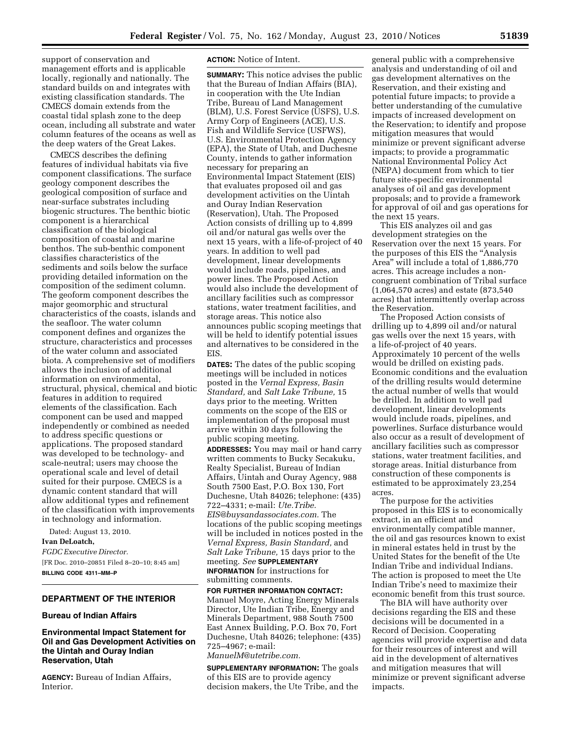support of conservation and management efforts and is applicable locally, regionally and nationally. The standard builds on and integrates with existing classification standards. The CMECS domain extends from the coastal tidal splash zone to the deep ocean, including all substrate and water column features of the oceans as well as the deep waters of the Great Lakes.

CMECS describes the defining features of individual habitats via five component classifications. The surface geology component describes the geological composition of surface and near-surface substrates including biogenic structures. The benthic biotic component is a hierarchical classification of the biological composition of coastal and marine benthos. The sub-benthic component classifies characteristics of the sediments and soils below the surface providing detailed information on the composition of the sediment column. The geoform component describes the major geomorphic and structural characteristics of the coasts, islands and the seafloor. The water column component defines and organizes the structure, characteristics and processes of the water column and associated biota. A comprehensive set of modifiers allows the inclusion of additional information on environmental, structural, physical, chemical and biotic features in addition to required elements of the classification. Each component can be used and mapped independently or combined as needed to address specific questions or applications. The proposed standard was developed to be technology- and scale-neutral; users may choose the operational scale and level of detail suited for their purpose. CMECS is a dynamic content standard that will allow additional types and refinement of the classification with improvements in technology and information.

Dated: August 13, 2010.

**Ivan DeLoatch,**

*FGDC Executive Director.*

[FR Doc. 2010–20851 Filed 8–20–10; 8:45 am]

**BILLING CODE 4311–MM–P**

---

## DEPARTMENT OF THE INTERIOR

### Bureau of Indian Affairs

### Environmental Impact Statement for Oil and Gas Development Activities on the Uintah and Ouray Indian Reservation, Utah

**AGENCY:** Bureau of Indian Affairs, Interior.

**ACTION:** Notice of Intent.

**SUMMARY:** This notice advises the public that the Bureau of Indian Affairs (BIA), in cooperation with the Ute Indian Tribe, Bureau of Land Management (BLM), U.S. Forest Service (USFS), U.S. Army Corp of Engineers (ACE), U.S. Fish and Wildlife Service (USFWS), U.S. Environmental Protection Agency (EPA), the State of Utah, and Duchesne County, intends to gather information necessary for preparing an Environmental Impact Statement (EIS) that evaluates proposed oil and gas development activities on the Uintah and Ouray Indian Reservation (Reservation), Utah. The Proposed Action consists of drilling up to 4,899 oil and/or natural gas wells over the next 15 years, with a life-of-project of 40 years. In addition to well pad development, linear developments would include roads, pipelines, and power lines. The Proposed Action would also include the development of ancillary facilities such as compressor stations, water treatment facilities, and storage areas. This notice also announces public scoping meetings that will be held to identify potential issues and alternatives to be considered in the EIS.

**DATES:** The dates of the public scoping meetings will be included in notices posted in the *Vernal Express, Basin Standard,* and *Salt Lake Tribune,* 15 days prior to the meeting. Written comments on the scope of the EIS or implementation of the proposal must arrive within 30 days following the public scoping meeting.

**ADDRESSES:** You may mail or hand carry written comments to Bucky Secakuku, Realty Specialist, Bureau of Indian Affairs, Uintah and Ouray Agency, 988 South 7500 East, P.O. Box 130, Fort Duchesne, Utah 84026; telephone: (435) 722–4331; e-mail: *Ute.Tribe.EIS@buysandassociates.com.* The locations of the public scoping meetings will be included in notices posted in the *Vernal Express, Basin Standard,* and *Salt Lake Tribune,* 15 days prior to the meeting. *See* **SUPPLEMENTARY INFORMATION** for instructions for submitting comments.

**FOR FURTHER INFORMATION CONTACT:** Manuel Moyre, Acting Energy Minerals Director, Ute Indian Tribe, Energy and Minerals Department, 988 South 7500 East Annex Building, P.O. Box 70, Fort Duchesne, Utah 84026; telephone: (435) 725–4967; e-mail: *ManuelM@utetribe.com.*

**SUPPLEMENTARY INFORMATION:** The goals of this EIS are to provide agency decision makers, the Ute Tribe, and the general public with a comprehensive analysis and understanding of oil and gas development alternatives on the Reservation, and their existing and potential future impacts; to provide a better understanding of the cumulative impacts of increased development on the Reservation; to identify and propose mitigation measures that would minimize or prevent significant adverse impacts; to provide a programmatic National Environmental Policy Act (NEPA) document from which to tier future site-specific environmental analyses of oil and gas development proposals; and to provide a framework for approval of oil and gas operations for the next 15 years.

This EIS analyzes oil and gas development strategies on the Reservation over the next 15 years. For the purposes of this EIS the "Analysis Area" will include a total of 1,886,770 acres. This acreage includes a non-congruent combination of Tribal surface (1,064,570 acres) and estate (873,540 acres) that intermittently overlap across the Reservation.

The Proposed Action consists of drilling up to 4,899 oil and/or natural gas wells over the next 15 years, with a life-of-project of 40 years. Approximately 10 percent of the wells would be drilled on existing pads. Economic conditions and the evaluation of the drilling results would determine the actual number of wells that would be drilled. In addition to well pad development, linear developments would include roads, pipelines, and powerlines. Surface disturbance would also occur as a result of development of ancillary facilities such as compressor stations, water treatment facilities, and storage areas. Initial disturbance from construction of these components is estimated to be approximately 23,254 acres.

The purpose for the activities proposed in this EIS is to economically extract, in an efficient and environmentally compatible manner, the oil and gas resources known to exist in mineral estates held in trust by the United States for the benefit of the Ute Indian Tribe and individual Indians. The action is proposed to meet the Ute Indian Tribe's need to maximize their economic benefit from this trust source.

The BIA will have authority over decisions regarding the EIS and these decisions will be documented in a Record of Decision. Cooperating agencies will provide expertise and data for their resources of interest and will aid in the development of alternatives and mitigation measures that will minimize or prevent significant adverse impacts.